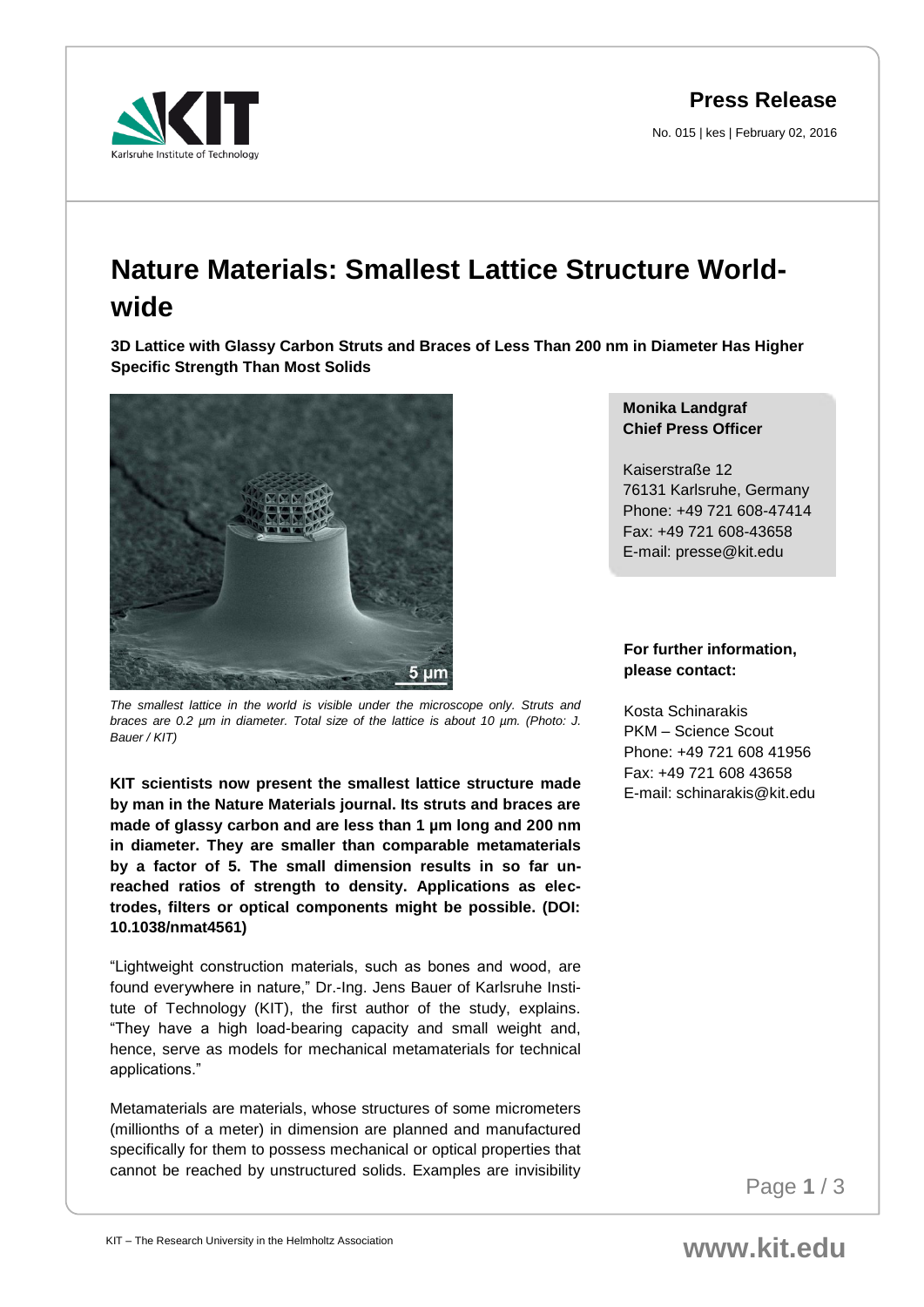**Press Release**

No. 015 | kes | February 02, 2016

# Nature Materials: Smallest Lattice Structure World-wide

**3D Lattice with Glassy Carbon Struts and Braces of Less Than 200 nm in Diameter Has Higher Specific Strength Than Most Solids**

*The smallest lattice in the world is visible under the microscope only. Struts and braces are 0.2 µm in diameter. Total size of the lattice is about 10 µm. (Photo: J. Bauer / KIT)*

**KIT scientists now present the smallest lattice structure made by man in the Nature Materials journal. Its struts and braces are made of glassy carbon and are less than 1 µm long and 200 nm in diameter. They are smaller than comparable metamaterials by a factor of 5. The small dimension results in so far un-reached ratios of strength to density. Applications as elec-trodes, filters or optical components might be possible. (DOI: 10.1038/nmat4561)**

"Lightweight construction materials, such as bones and wood, are found everywhere in nature," Dr.-Ing. Jens Bauer of Karlsruhe Insti-tute of Technology (KIT), the first author of the study, explains. "They have a high load-bearing capacity and small weight and, hence, serve as models for mechanical metamaterials for technical applications."

Metamaterials are materials, whose structures of some micrometers (millionths of a meter) in dimension are planned and manufactured specifically for them to possess mechanical or optical properties that cannot be reached by unstructured solids. Examples are invisibility

**Monika Landgraf**
**Chief Press Officer**

Kaiserstraße 12
76131 Karlsruhe, Germany
Phone: +49 721 608-47414
Fax: +49 721 608-43658
E-mail: presse@kit.edu

**For further information, please contact:**

Kosta Schinarakis
PKM – Science Scout
Phone: +49 721 608 41956
Fax: +49 721 608 43658
E-mail: schinarakis@kit.edu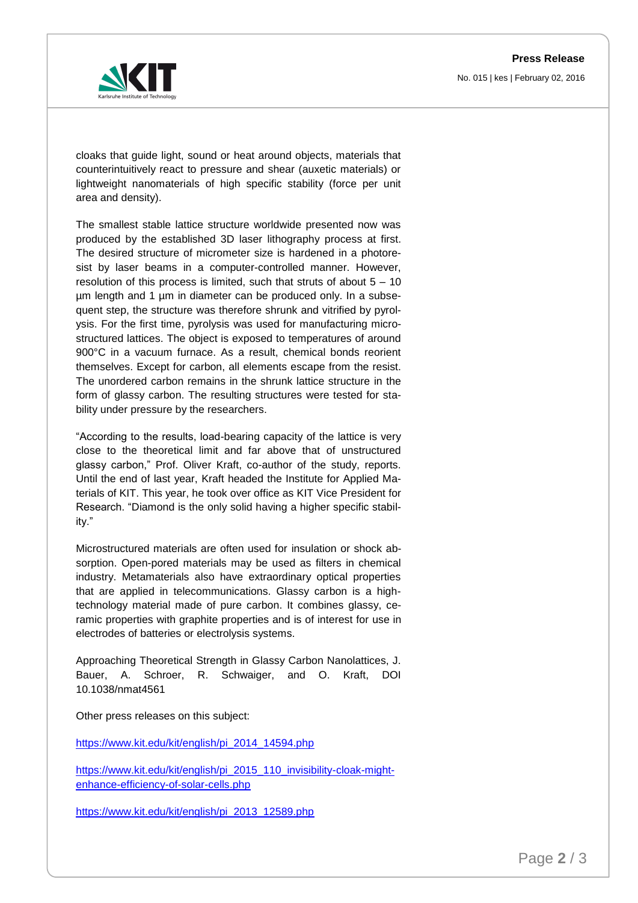cloaks that guide light, sound or heat around objects, materials that counterintuitively react to pressure and shear (auxetic materials) or lightweight nanomaterials of high specific stability (force per unit area and density).

The smallest stable lattice structure worldwide presented now was produced by the established 3D laser lithography process at first. The desired structure of micrometer size is hardened in a photoresist by laser beams in a computer-controlled manner. However, resolution of this process is limited, such that struts of about 5 – 10 µm length and 1 µm in diameter can be produced only. In a subsequent step, the structure was therefore shrunk and vitrified by pyrolysis. For the first time, pyrolysis was used for manufacturing microstructured lattices. The object is exposed to temperatures of around 900°C in a vacuum furnace. As a result, chemical bonds reorient themselves. Except for carbon, all elements escape from the resist. The unordered carbon remains in the shrunk lattice structure in the form of glassy carbon. The resulting structures were tested for stability under pressure by the researchers.

"According to the results, load-bearing capacity of the lattice is very close to the theoretical limit and far above that of unstructured glassy carbon," Prof. Oliver Kraft, co-author of the study, reports. Until the end of last year, Kraft headed the Institute for Applied Materials of KIT. This year, he took over office as KIT Vice President for Research. "Diamond is the only solid having a higher specific stability."

Microstructured materials are often used for insulation or shock absorption. Open-pored materials may be used as filters in chemical industry. Metamaterials also have extraordinary optical properties that are applied in telecommunications. Glassy carbon is a high-technology material made of pure carbon. It combines glassy, ceramic properties with graphite properties and is of interest for use in electrodes of batteries or electrolysis systems.

Approaching Theoretical Strength in Glassy Carbon Nanolattices, J. Bauer, A. Schroer, R. Schwaiger, and O. Kraft, DOI 10.1038/nmat4561

Other press releases on this subject:

https://www.kit.edu/kit/english/pi_2014_14594.php

https://www.kit.edu/kit/english/pi_2015_110_invisibility-cloak-might-enhance-efficiency-of-solar-cells.php

https://www.kit.edu/kit/english/pi_2013_12589.php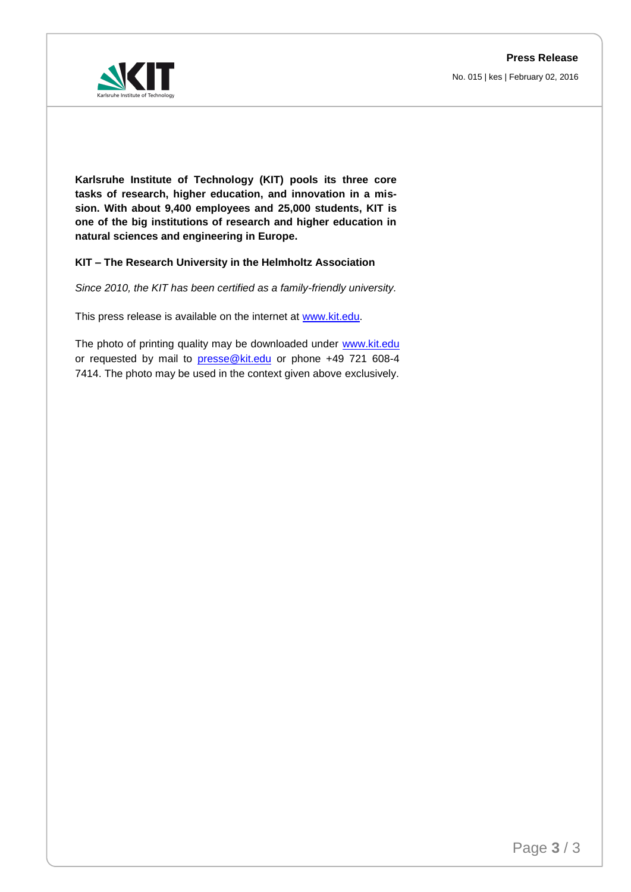**Karlsruhe Institute of Technology (KIT) pools its three core tasks of research, higher education, and innovation in a mission. With about 9,400 employees and 25,000 students, KIT is one of the big institutions of research and higher education in natural sciences and engineering in Europe.**

**KIT – The Research University in the Helmholtz Association**

*Since 2010, the KIT has been certified as a family-friendly university.*

This press release is available on the internet at [www.kit.edu](http://www.kit.edu).

The photo of printing quality may be downloaded under [www.kit.edu](http://www.kit.edu) or requested by mail to [presse@kit.edu](mailto:presse@kit.edu) or phone +49 721 608-4 7414. The photo may be used in the context given above exclusively.